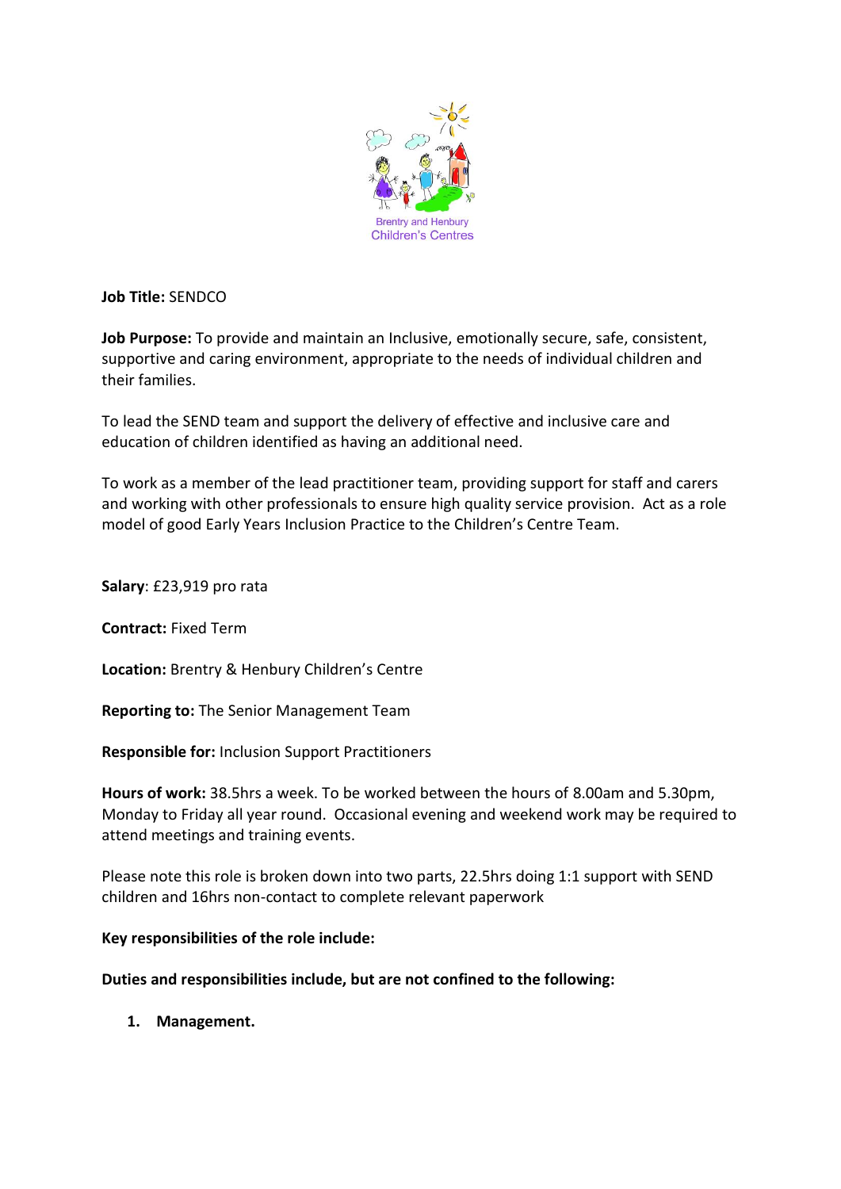Brentry and Henbury Children's Centres

**Job Title:** SENDCO

**Job Purpose:** To provide and maintain an Inclusive, emotionally secure, safe, consistent, supportive and caring environment, appropriate to the needs of individual children and their families.

To lead the SEND team and support the delivery of effective and inclusive care and education of children identified as having an additional need.

To work as a member of the lead practitioner team, providing support for staff and carers and working with other professionals to ensure high quality service provision. Act as a role model of good Early Years Inclusion Practice to the Children's Centre Team.

**Salary**: £23,919 pro rata

**Contract:** Fixed Term

**Location:** Brentry & Henbury Children's Centre

**Reporting to:** The Senior Management Team

**Responsible for:** Inclusion Support Practitioners

**Hours of work:** 38.5hrs a week. To be worked between the hours of 8.00am and 5.30pm, Monday to Friday all year round. Occasional evening and weekend work may be required to attend meetings and training events.

Please note this role is broken down into two parts, 22.5hrs doing 1:1 support with SEND children and 16hrs non-contact to complete relevant paperwork

**Key responsibilities of the role include:**

**Duties and responsibilities include, but are not confined to the following:**

1. **Management.**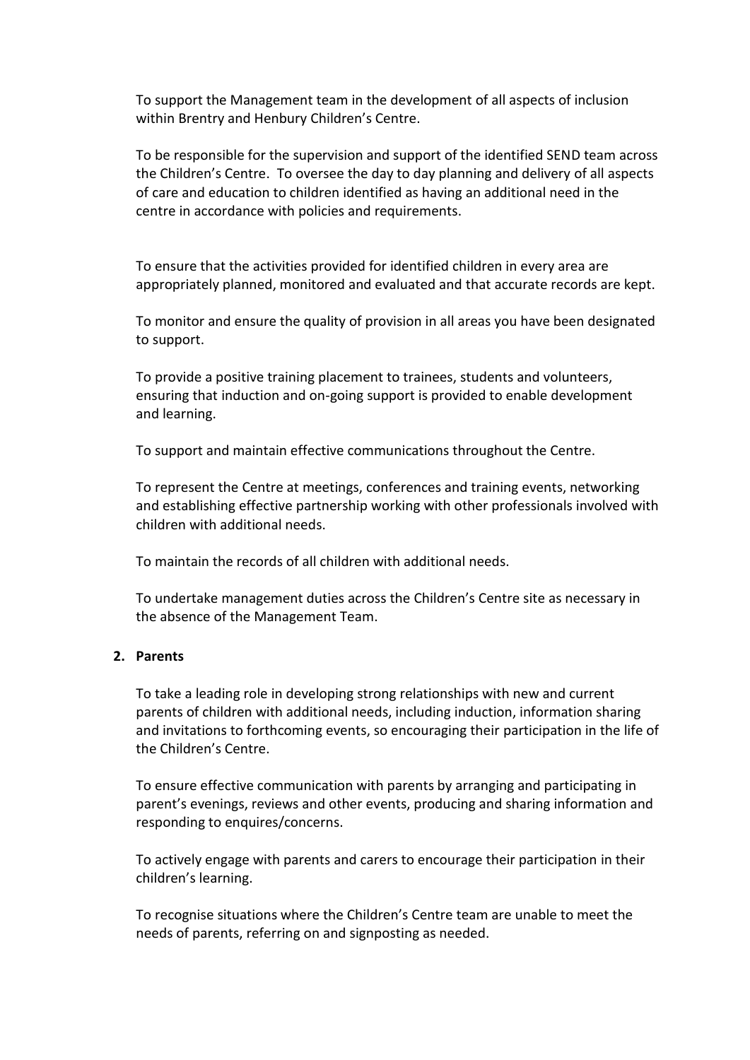To support the Management team in the development of all aspects of inclusion within Brentry and Henbury Children's Centre.

To be responsible for the supervision and support of the identified SEND team across the Children's Centre. To oversee the day to day planning and delivery of all aspects of care and education to children identified as having an additional need in the centre in accordance with policies and requirements.

To ensure that the activities provided for identified children in every area are appropriately planned, monitored and evaluated and that accurate records are kept.

To monitor and ensure the quality of provision in all areas you have been designated to support.

To provide a positive training placement to trainees, students and volunteers, ensuring that induction and on-going support is provided to enable development and learning.

To support and maintain effective communications throughout the Centre.

To represent the Centre at meetings, conferences and training events, networking and establishing effective partnership working with other professionals involved with children with additional needs.

To maintain the records of all children with additional needs.

To undertake management duties across the Children's Centre site as necessary in the absence of the Management Team.

**2. Parents**

To take a leading role in developing strong relationships with new and current parents of children with additional needs, including induction, information sharing and invitations to forthcoming events, so encouraging their participation in the life of the Children's Centre.

To ensure effective communication with parents by arranging and participating in parent's evenings, reviews and other events, producing and sharing information and responding to enquires/concerns.

To actively engage with parents and carers to encourage their participation in their children's learning.

To recognise situations where the Children's Centre team are unable to meet the needs of parents, referring on and signposting as needed.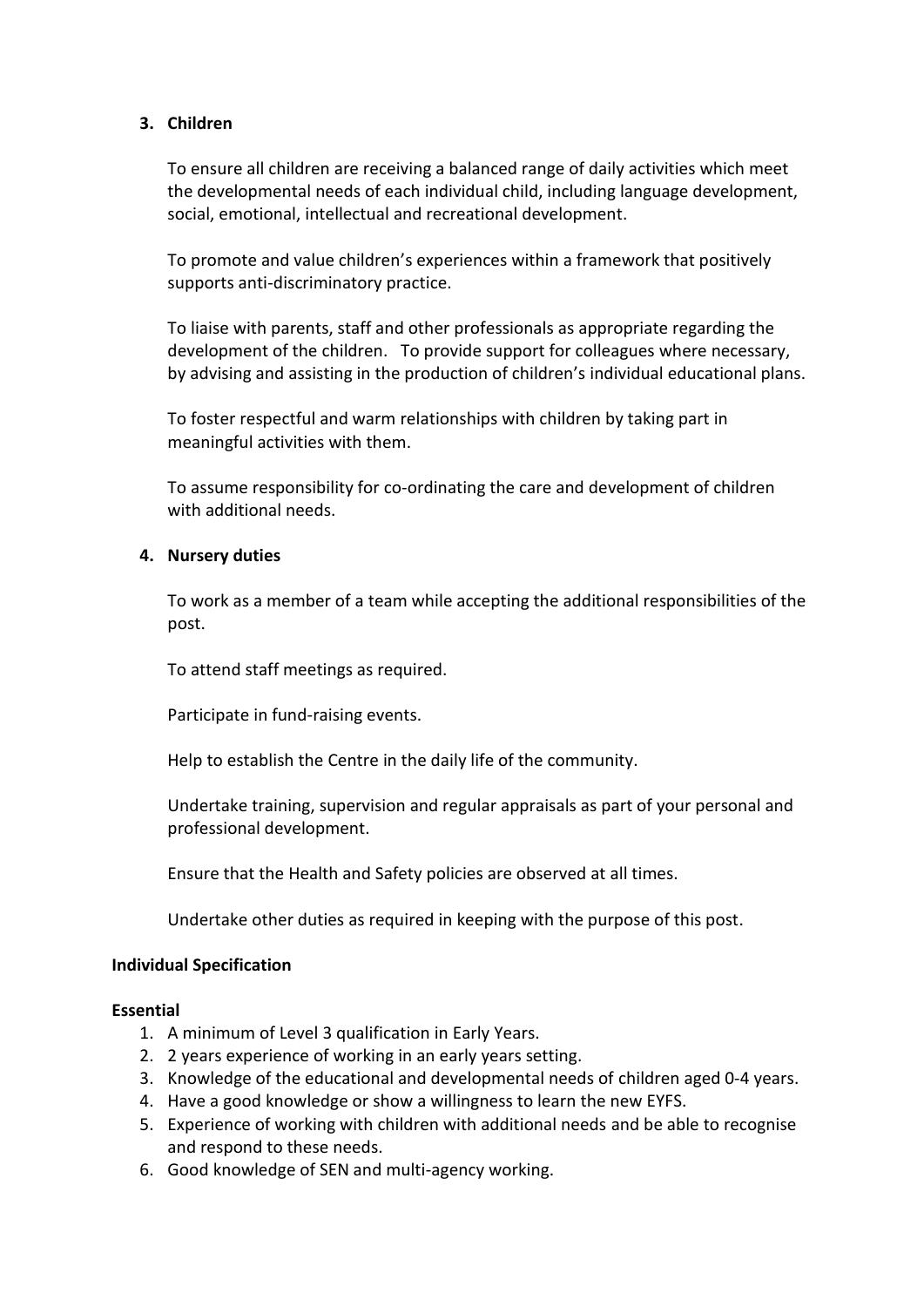## 3. Children

To ensure all children are receiving a balanced range of daily activities which meet the developmental needs of each individual child, including language development, social, emotional, intellectual and recreational development.

To promote and value children's experiences within a framework that positively supports anti-discriminatory practice.

To liaise with parents, staff and other professionals as appropriate regarding the development of the children. To provide support for colleagues where necessary, by advising and assisting in the production of children's individual educational plans.

To foster respectful and warm relationships with children by taking part in meaningful activities with them.

To assume responsibility for co-ordinating the care and development of children with additional needs.

## 4. Nursery duties

To work as a member of a team while accepting the additional responsibilities of the post.

To attend staff meetings as required.

Participate in fund-raising events.

Help to establish the Centre in the daily life of the community.

Undertake training, supervision and regular appraisals as part of your personal and professional development.

Ensure that the Health and Safety policies are observed at all times.

Undertake other duties as required in keeping with the purpose of this post.

## Individual Specification

### Essential

1. A minimum of Level 3 qualification in Early Years.
2. 2 years experience of working in an early years setting.
3. Knowledge of the educational and developmental needs of children aged 0-4 years.
4. Have a good knowledge or show a willingness to learn the new EYFS.
5. Experience of working with children with additional needs and be able to recognise and respond to these needs.
6. Good knowledge of SEN and multi-agency working.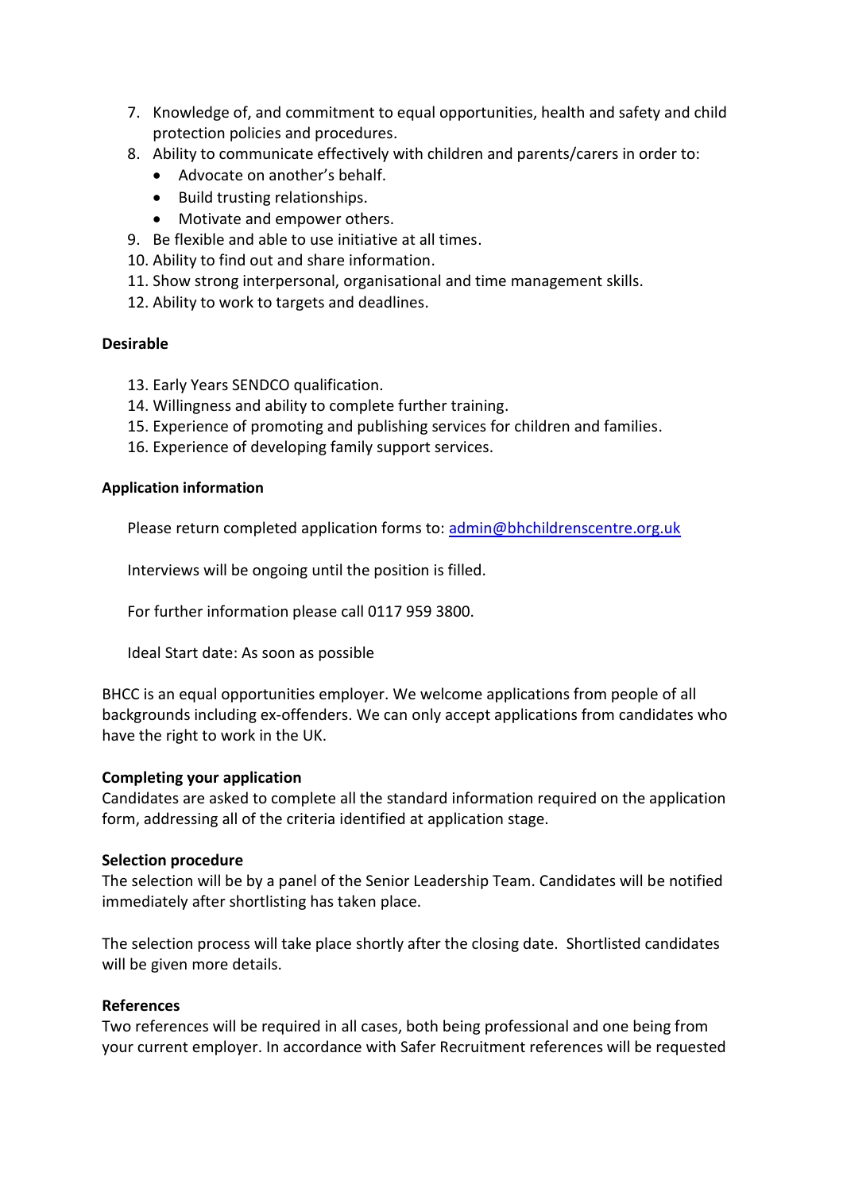7. Knowledge of, and commitment to equal opportunities, health and safety and child protection policies and procedures.
8. Ability to communicate effectively with children and parents/carers in order to:
   - Advocate on another's behalf.
   - Build trusting relationships.
   - Motivate and empower others.
9. Be flexible and able to use initiative at all times.
10. Ability to find out and share information.
11. Show strong interpersonal, organisational and time management skills.
12. Ability to work to targets and deadlines.

**Desirable**

13. Early Years SENDCO qualification.
14. Willingness and ability to complete further training.
15. Experience of promoting and publishing services for children and families.
16. Experience of developing family support services.

**Application information**

Please return completed application forms to: admin@bhchildrenscentre.org.uk

Interviews will be ongoing until the position is filled.

For further information please call 0117 959 3800.

Ideal Start date: As soon as possible

BHCC is an equal opportunities employer. We welcome applications from people of all backgrounds including ex-offenders. We can only accept applications from candidates who have the right to work in the UK.

**Completing your application**
Candidates are asked to complete all the standard information required on the application form, addressing all of the criteria identified at application stage.

**Selection procedure**
The selection will be by a panel of the Senior Leadership Team. Candidates will be notified immediately after shortlisting has taken place.

The selection process will take place shortly after the closing date. Shortlisted candidates will be given more details.

**References**
Two references will be required in all cases, both being professional and one being from your current employer. In accordance with Safer Recruitment references will be requested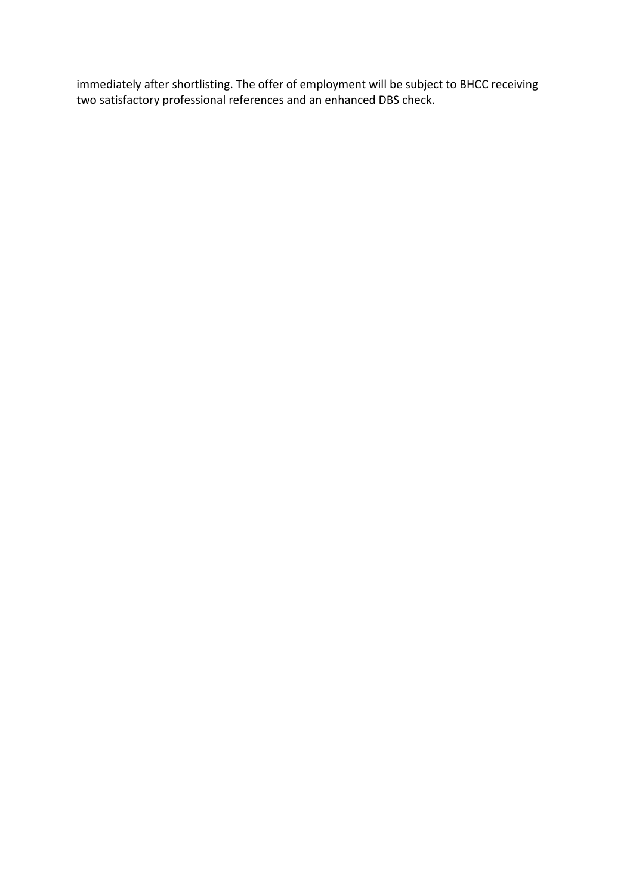immediately after shortlisting. The offer of employment will be subject to BHCC receiving two satisfactory professional references and an enhanced DBS check.